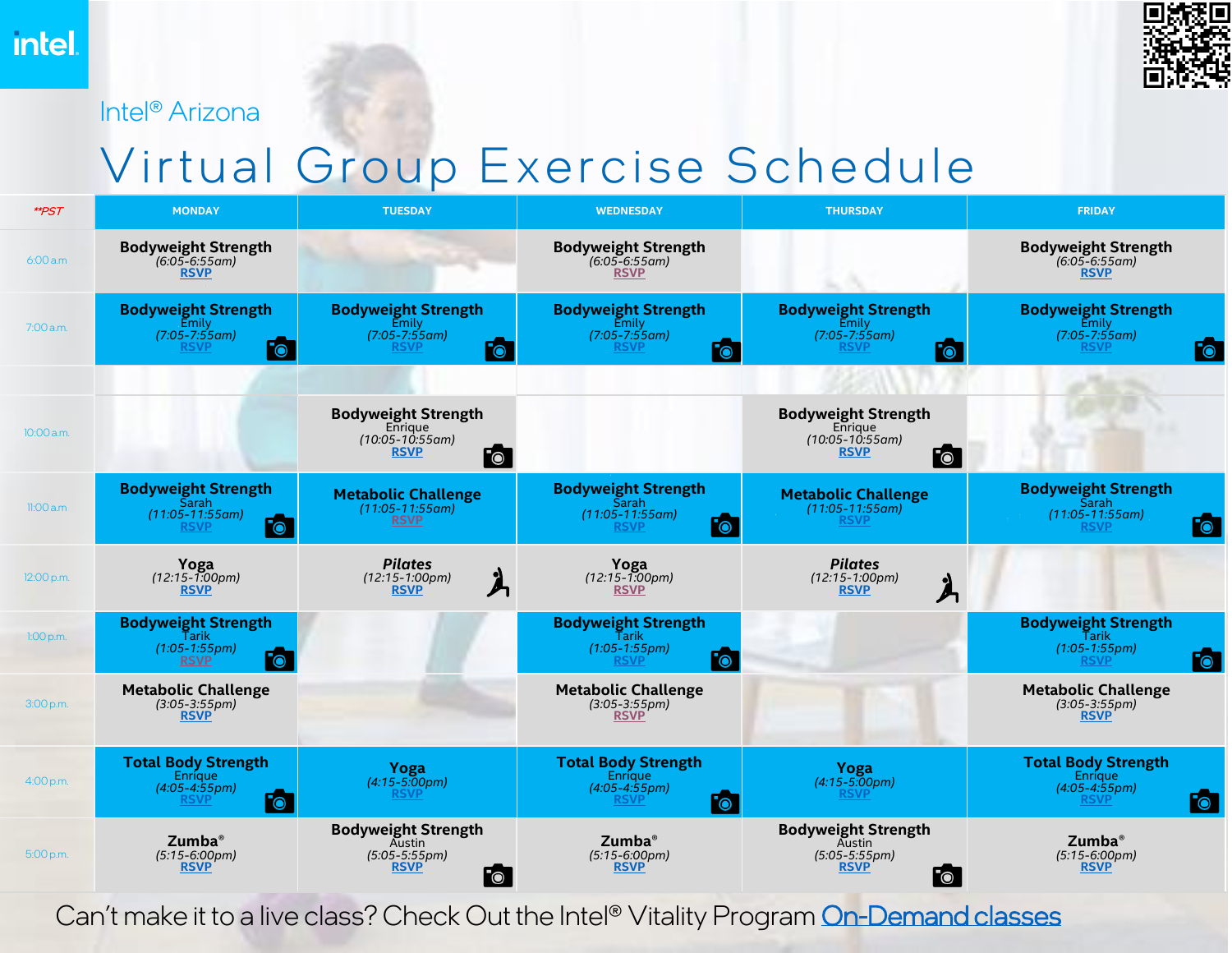intel.

Intel® Arizona

# Virtual Group Exercise Schedule

| **PST | MONDAY | TUESDAY | WEDNESDAY | THURSDAY | FRIDAY |
|---|---|---|---|---|---|
| 6:00 a.m. | **Bodyweight Strength** *(6:05-6:55am)* RSVP | | **Bodyweight Strength** *(6:05-6:55am)* RSVP | | **Bodyweight Strength** *(6:05-6:55am)* RSVP |
| 7:00 a.m. | **Bodyweight Strength** Emily *(7:05-7:55am)* RSVP | **Bodyweight Strength** Emily *(7:05-7:55am)* RSVP | **Bodyweight Strength** Emily *(7:05-7:55am)* RSVP | **Bodyweight Strength** Emily *(7:05-7:55am)* RSVP | **Bodyweight Strength** Emily *(7:05-7:55am)* RSVP |
| | | | | | |
| 10:00 a.m. | | **Bodyweight Strength** Enrique *(10:05-10:55am)* RSVP | | **Bodyweight Strength** Enrique *(10:05-10:55am)* RSVP | |
| 11:00 a.m. | **Bodyweight Strength** Sarah *(11:05-11:55am)* RSVP | **Metabolic Challenge** *(11:05-11:55am)* RSVP | **Bodyweight Strength** Sarah *(11:05-11:55am)* RSVP | **Metabolic Challenge** *(11:05-11:55am)* RSVP | **Bodyweight Strength** Sarah *(11:05-11:55am)* RSVP |
| 12:00 p.m. | **Yoga** *(12:15-1:00pm)* RSVP | ***Pilates*** *(12:15-1:00pm)* RSVP | **Yoga** *(12:15-1:00pm)* RSVP | ***Pilates*** *(12:15-1:00pm)* RSVP | |
| 1:00 p.m. | **Bodyweight Strength** Tarik *(1:05-1:55pm)* RSVP | | **Bodyweight Strength** Tarik *(1:05-1:55pm)* RSVP | | **Bodyweight Strength** Tarik *(1:05-1:55pm)* RSVP |
| 3:00 p.m. | **Metabolic Challenge** *(3:05-3:55pm)* RSVP | | **Metabolic Challenge** *(3:05-3:55pm)* RSVP | | **Metabolic Challenge** *(3:05-3:55pm)* RSVP |
| 4:00 p.m. | **Total Body Strength** Enrique *(4:05-4:55pm)* RSVP | **Yoga** *(4:15-5:00pm)* RSVP | **Total Body Strength** Enrique *(4:05-4:55pm)* RSVP | **Yoga** *(4:15-5:00pm)* RSVP | **Total Body Strength** Enrique *(4:05-4:55pm)* RSVP |
| 5:00 p.m. | **Zumba®** *(5:15-6:00pm)* RSVP | **Bodyweight Strength** Austin *(5:05-5:55pm)* RSVP | **Zumba®** *(5:15-6:00pm)* RSVP | **Bodyweight Strength** Austin *(5:05-5:55pm)* RSVP | **Zumba®** *(5:15-6:00pm)* RSVP |

Can't make it to a live class? Check Out the Intel® Vitality Program On-Demand classes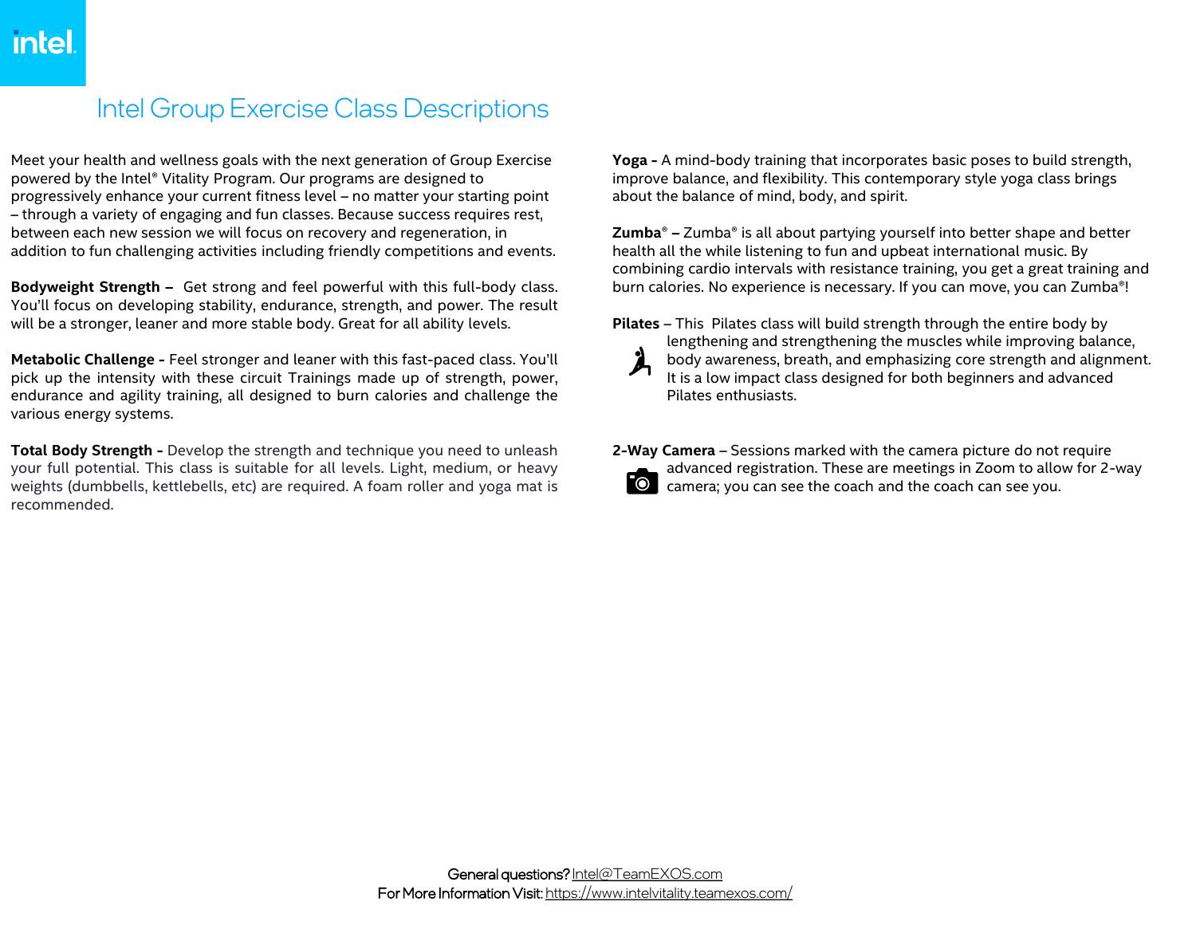# Intel Group Exercise Class Descriptions

Meet your health and wellness goals with the next generation of Group Exercise powered by the Intel® Vitality Program. Our programs are designed to progressively enhance your current fitness level – no matter your starting point – through a variety of engaging and fun classes. Because success requires rest, between each new session we will focus on recovery and regeneration, in addition to fun challenging activities including friendly competitions and events.

**Bodyweight Strength –** Get strong and feel powerful with this full-body class. You'll focus on developing stability, endurance, strength, and power. The result will be a stronger, leaner and more stable body. Great for all ability levels.

**Metabolic Challenge -** Feel stronger and leaner with this fast-paced class. You'll pick up the intensity with these circuit Trainings made up of strength, power, endurance and agility training, all designed to burn calories and challenge the various energy systems.

**Total Body Strength -** Develop the strength and technique you need to unleash your full potential. This class is suitable for all levels. Light, medium, or heavy weights (dumbbells, kettlebells, etc) are required. A foam roller and yoga mat is recommended.

**Yoga -** A mind-body training that incorporates basic poses to build strength, improve balance, and flexibility. This contemporary style yoga class brings about the balance of mind, body, and spirit.

**Zumba® –** Zumba® is all about partying yourself into better shape and better health all the while listening to fun and upbeat international music. By combining cardio intervals with resistance training, you get a great training and burn calories. No experience is necessary. If you can move, you can Zumba®!

**Pilates** – This Pilates class will build strength through the entire body by lengthening and strengthening the muscles while improving balance, body awareness, breath, and emphasizing core strength and alignment. It is a low impact class designed for both beginners and advanced Pilates enthusiasts.

**2-Way Camera** – Sessions marked with the camera picture do not require advanced registration. These are meetings in Zoom to allow for 2-way camera; you can see the coach and the coach can see you.

General questions? Intel@TeamEXOS.com
For More Information Visit: https://www.intelvitality.teamexos.com/